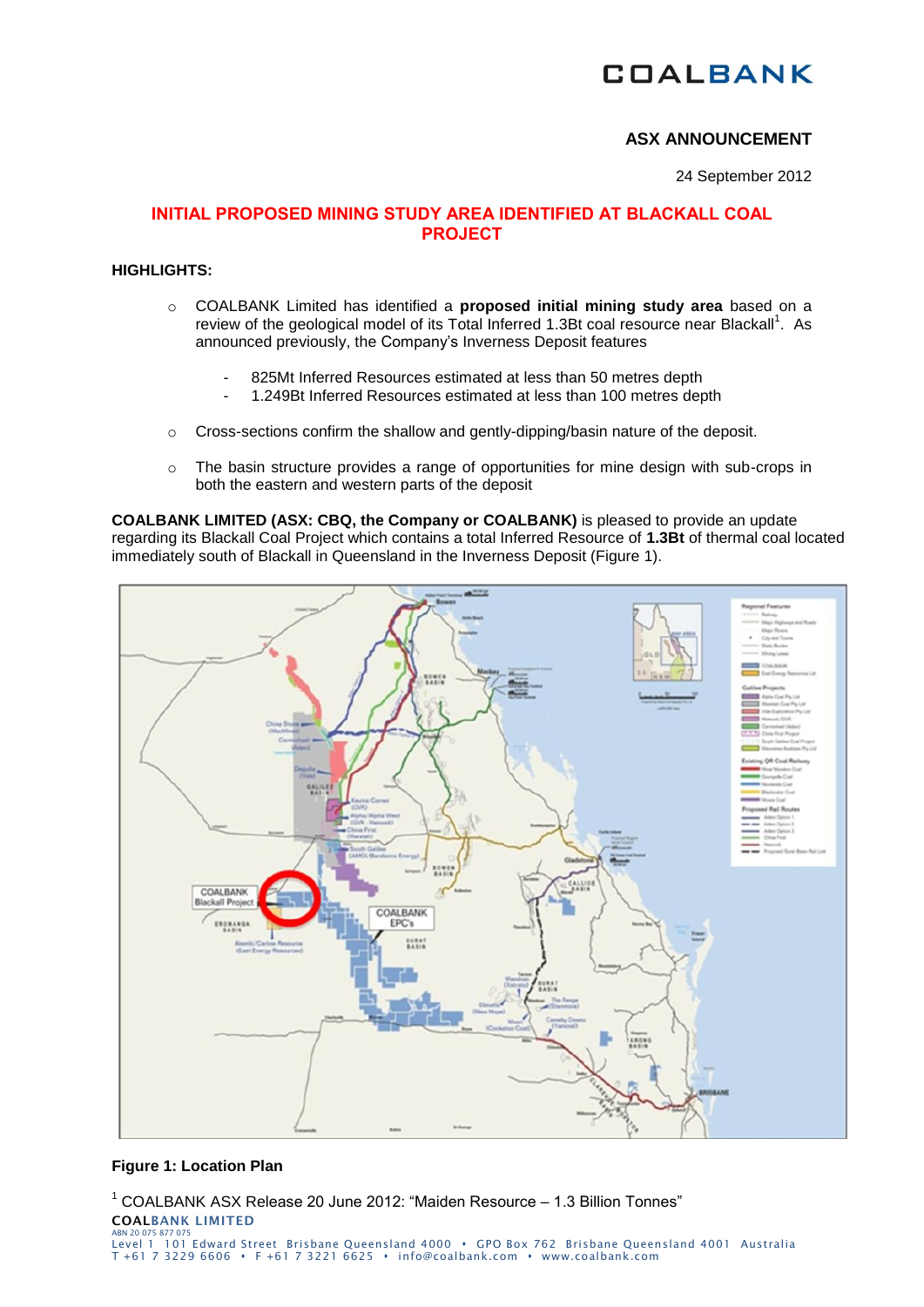COALBANK

**ASX ANNOUNCEMENT**

24 September 2012

## INITIAL PROPOSED MINING STUDY AREA IDENTIFIED AT BLACKALL COAL PROJECT

**HIGHLIGHTS:**

- COALBANK Limited has identified a **proposed initial mining study area** based on a review of the geological model of its Total Inferred 1.3Bt coal resource near Blackall[1]. As announced previously, the Company's Inverness Deposit features
  - 825Mt Inferred Resources estimated at less than 50 metres depth
  - 1.249Bt Inferred Resources estimated at less than 100 metres depth
- Cross-sections confirm the shallow and gently-dipping/basin nature of the deposit.
- The basin structure provides a range of opportunities for mine design with sub-crops in both the eastern and western parts of the deposit

**COALBANK LIMITED (ASX: CBQ, the Company or COALBANK)** is pleased to provide an update regarding its Blackall Coal Project which contains a total Inferred Resource of **1.3Bt** of thermal coal located immediately south of Blackall in Queensland in the Inverness Deposit (Figure 1).

**Figure 1: Location Plan**

[1] COALBANK ASX Release 20 June 2012: "Maiden Resource – 1.3 Billion Tonnes"

COALBANK LIMITED
ABN 20 075 877 075
Level 1 101 Edward Street Brisbane Queensland 4000 • GPO Box 762 Brisbane Queensland 4001 Australia
T +61 7 3229 6606 • F +61 7 3221 6625 • info@coalbank.com • www.coalbank.com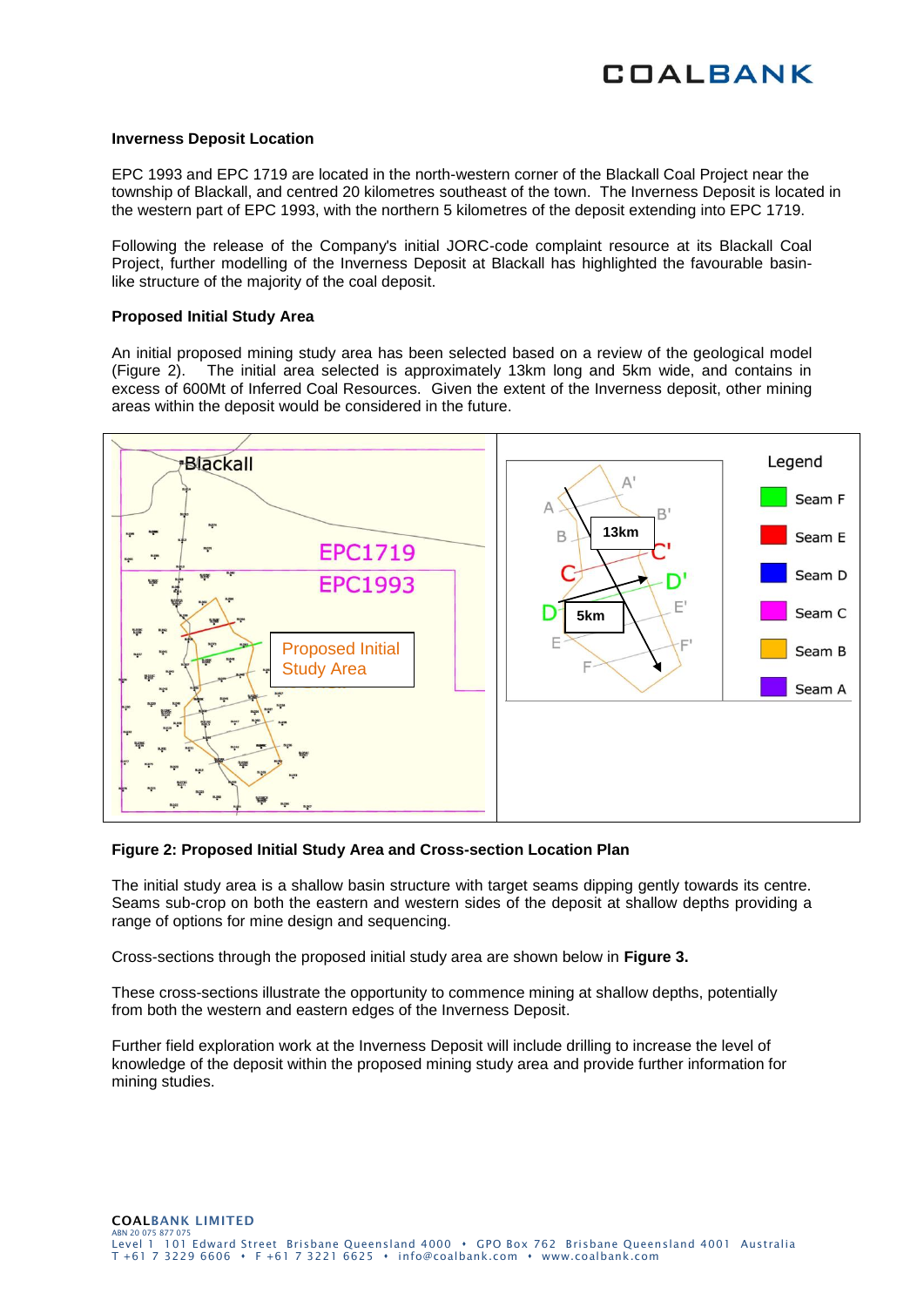### Inverness Deposit Location

EPC 1993 and EPC 1719 are located in the north-western corner of the Blackall Coal Project near the township of Blackall, and centred 20 kilometres southeast of the town. The Inverness Deposit is located in the western part of EPC 1993, with the northern 5 kilometres of the deposit extending into EPC 1719.

Following the release of the Company's initial JORC-code complaint resource at its Blackall Coal Project, further modelling of the Inverness Deposit at Blackall has highlighted the favourable basin-like structure of the majority of the coal deposit.

### Proposed Initial Study Area

An initial proposed mining study area has been selected based on a review of the geological model (Figure 2). The initial area selected is approximately 13km long and 5km wide, and contains in excess of 600Mt of Inferred Coal Resources. Given the extent of the Inverness deposit, other mining areas within the deposit would be considered in the future.

**Figure 2: Proposed Initial Study Area and Cross-section Location Plan**

The initial study area is a shallow basin structure with target seams dipping gently towards its centre. Seams sub-crop on both the eastern and western sides of the deposit at shallow depths providing a range of options for mine design and sequencing.

Cross-sections through the proposed initial study area are shown below in **Figure 3.**

These cross-sections illustrate the opportunity to commence mining at shallow depths, potentially from both the western and eastern edges of the Inverness Deposit.

Further field exploration work at the Inverness Deposit will include drilling to increase the level of knowledge of the deposit within the proposed mining study area and provide further information for mining studies.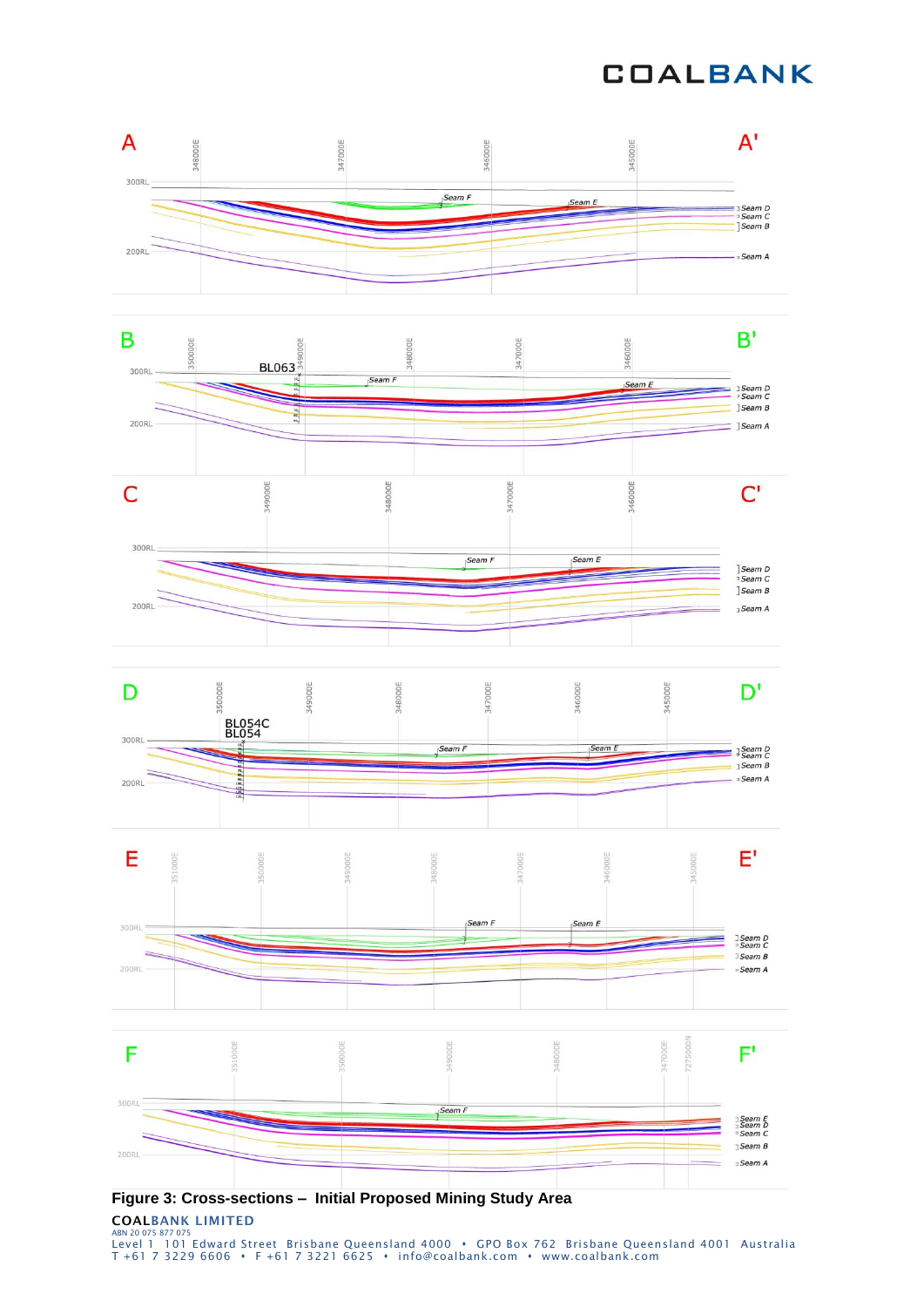**Figure 3: Cross-sections – Initial Proposed Mining Study Area**

**COALBANK LIMITED**
ABN 20 075 877 075
Level 1 101 Edward Street Brisbane Queensland 4000 • GPO Box 762 Brisbane Queensland 4001 Australia
T +61 7 3229 6606 • F +61 7 3221 6625 • info@coalbank.com • www.coalbank.com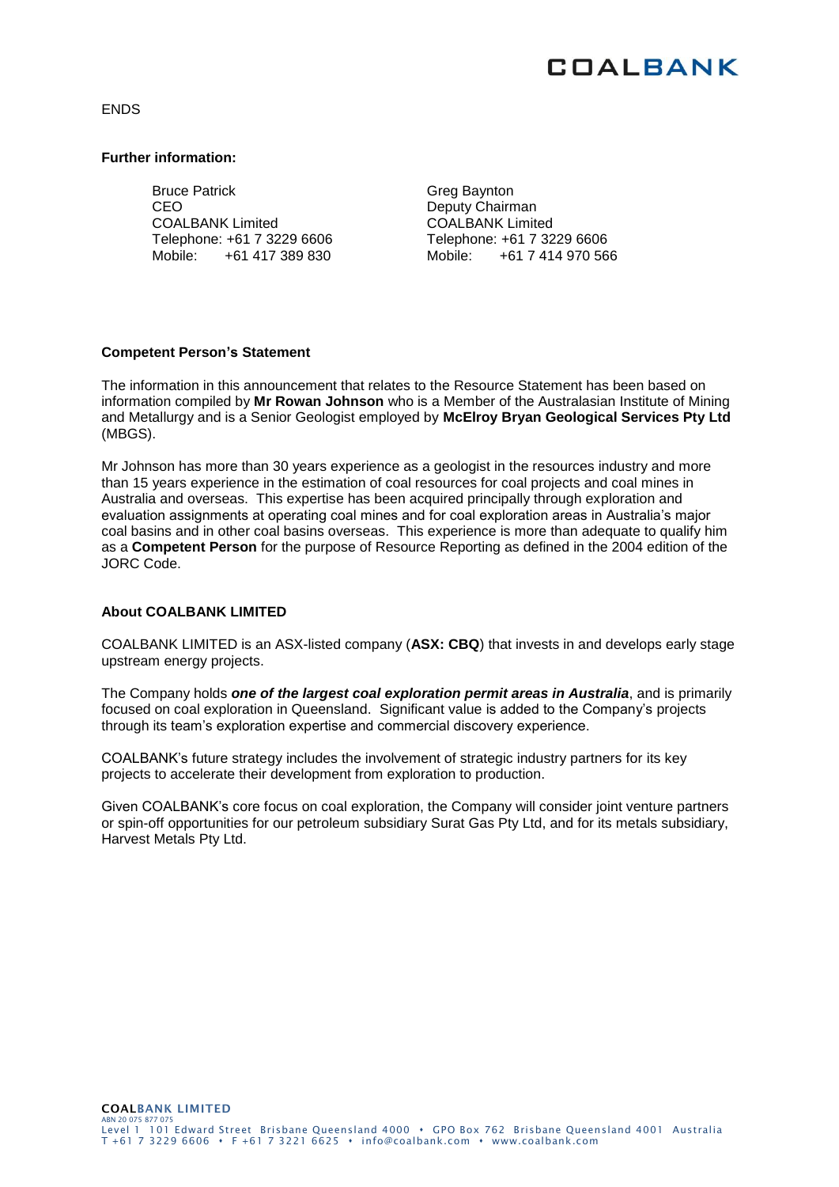ENDS

**Further information:**

| | |
|---|---|
| Bruce Patrick | Greg Baynton |
| CEO | Deputy Chairman |
| COALBANK Limited | COALBANK Limited |
| Telephone: +61 7 3229 6606 | Telephone: +61 7 3229 6606 |
| Mobile: +61 417 389 830 | Mobile: +61 7 414 970 566 |

**Competent Person's Statement**

The information in this announcement that relates to the Resource Statement has been based on information compiled by **Mr Rowan Johnson** who is a Member of the Australasian Institute of Mining and Metallurgy and is a Senior Geologist employed by **McElroy Bryan Geological Services Pty Ltd** (MBGS).

Mr Johnson has more than 30 years experience as a geologist in the resources industry and more than 15 years experience in the estimation of coal resources for coal projects and coal mines in Australia and overseas. This expertise has been acquired principally through exploration and evaluation assignments at operating coal mines and for coal exploration areas in Australia's major coal basins and in other coal basins overseas. This experience is more than adequate to qualify him as a **Competent Person** for the purpose of Resource Reporting as defined in the 2004 edition of the JORC Code.

**About COALBANK LIMITED**

COALBANK LIMITED is an ASX-listed company (**ASX: CBQ**) that invests in and develops early stage upstream energy projects.

The Company holds ***one of the largest coal exploration permit areas in Australia***, and is primarily focused on coal exploration in Queensland. Significant value is added to the Company's projects through its team's exploration expertise and commercial discovery experience.

COALBANK's future strategy includes the involvement of strategic industry partners for its key projects to accelerate their development from exploration to production.

Given COALBANK's core focus on coal exploration, the Company will consider joint venture partners or spin-off opportunities for our petroleum subsidiary Surat Gas Pty Ltd, and for its metals subsidiary, Harvest Metals Pty Ltd.